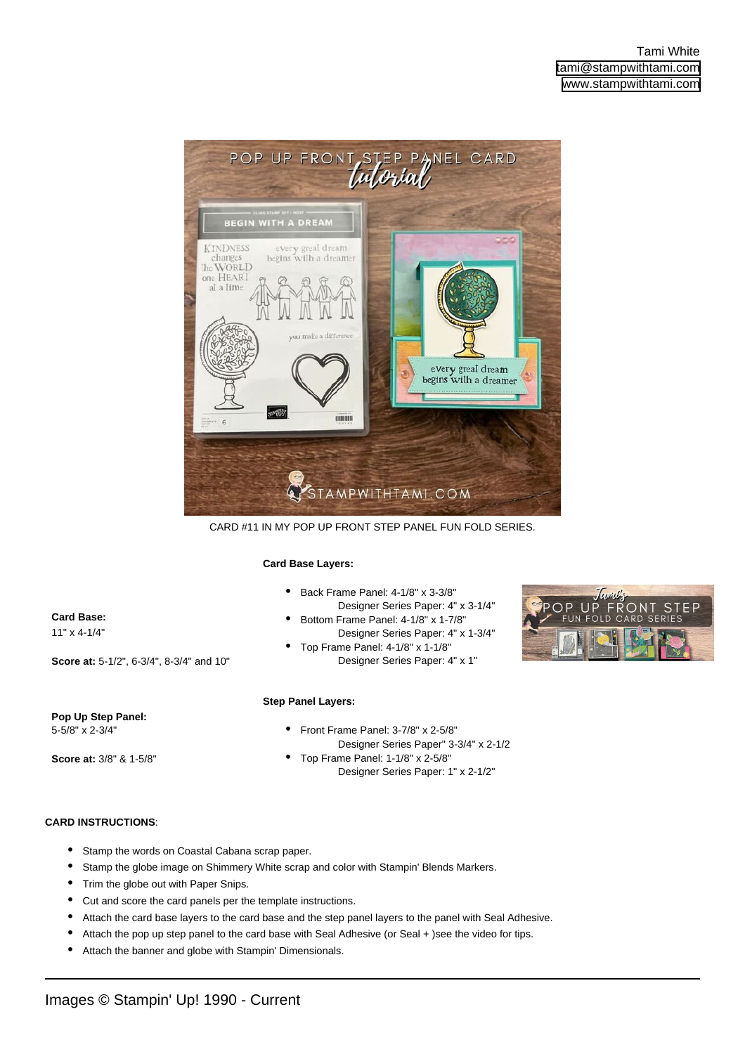Tami White
tami@stampwithtami.com
www.stampwithtami.com

CARD #11 IN MY POP UP FRONT STEP PANEL FUN FOLD SERIES.

**Card Base:**
11" x 4-1/4"

**Score at:** 5-1/2", 6-3/4", 8-3/4" and 10"

**Card Base Layers:**

- Back Frame Panel: 4-1/8" x 3-3/8"
  Designer Series Paper: 4" x 3-1/4"
- Bottom Frame Panel: 4-1/8" x 1-7/8"
  Designer Series Paper: 4" x 1-3/4"
- Top Frame Panel: 4-1/8" x 1-1/8"
  Designer Series Paper: 4" x 1"

**Pop Up Step Panel:**
5-5/8" x 2-3/4"

**Score at:** 3/8" & 1-5/8"

**Step Panel Layers:**

- Front Frame Panel: 3-7/8" x 2-5/8"
  Designer Series Paper" 3-3/4" x 2-1/2
- Top Frame Panel: 1-1/8" x 2-5/8"
  Designer Series Paper: 1" x 2-1/2"

**CARD INSTRUCTIONS**:

- Stamp the words on Coastal Cabana scrap paper.
- Stamp the globe image on Shimmery White scrap and color with Stampin' Blends Markers.
- Trim the globe out with Paper Snips.
- Cut and score the card panels per the template instructions.
- Attach the card base layers to the card base and the step panel layers to the panel with Seal Adhesive.
- Attach the pop up step panel to the card base with Seal Adhesive (or Seal + )see the video for tips.
- Attach the banner and globe with Stampin' Dimensionals.

Images © Stampin' Up! 1990 - Current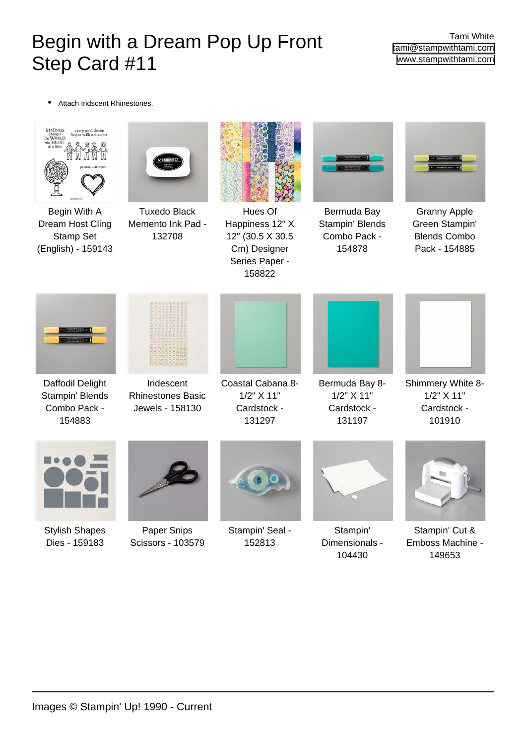# Begin with a Dream Pop Up Front Step Card #11

Tami White
tami@stampwithtami.com
www.stampwithtami.com

- Attach Iridscent Rhinestones.

Begin With A Dream Host Cling Stamp Set (English) - 159143

Tuxedo Black Memento Ink Pad - 132708

Hues Of Happiness 12" X 12" (30.5 X 30.5 Cm) Designer Series Paper - 158822

Bermuda Bay Stampin' Blends Combo Pack - 154878

Granny Apple Green Stampin' Blends Combo Pack - 154885

Daffodil Delight Stampin' Blends Combo Pack - 154883

Iridescent Rhinestones Basic Jewels - 158130

Coastal Cabana 8-1/2" X 11" Cardstock - 131297

Bermuda Bay 8-1/2" X 11" Cardstock - 131197

Shimmery White 8-1/2" X 11" Cardstock - 101910

Stylish Shapes Dies - 159183

Paper Snips Scissors - 103579

Stampin' Seal - 152813

Stampin' Dimensionals - 104430

Stampin' Cut & Emboss Machine - 149653

Images © Stampin' Up! 1990 - Current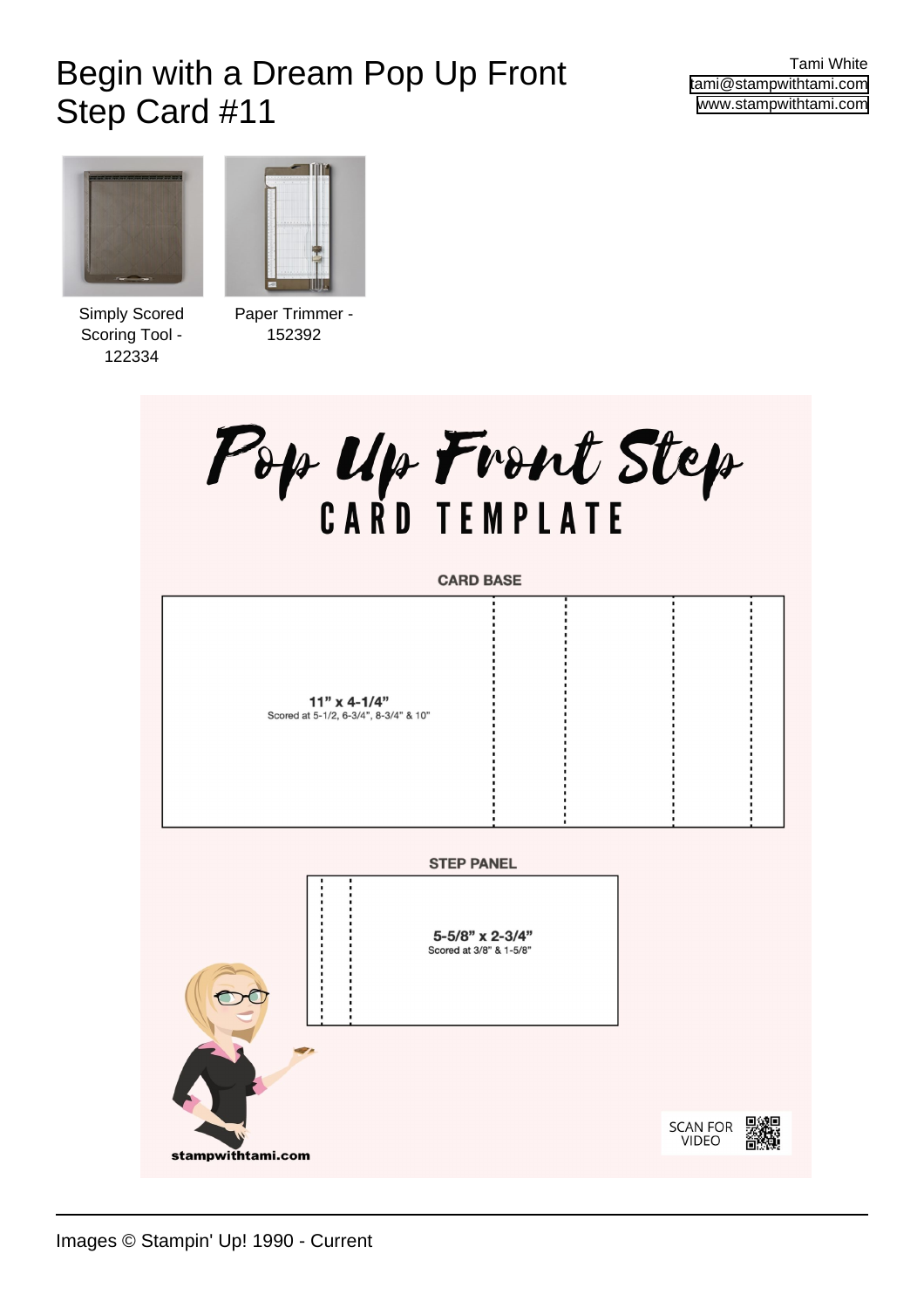# Begin with a Dream Pop Up Front Step Card #11

Tami White
tami@stampwithtami.com
www.stampwithtami.com

Simply Scored Scoring Tool - 122334

Paper Trimmer - 152392

Pop Up Front Step
CARD TEMPLATE

CARD BASE

11" x 4-1/4"
Scored at 5-1/2, 6-3/4", 8-3/4" & 10"

STEP PANEL

5-5/8" x 2-3/4"
Scored at 3/8" & 1-5/8"

stampwithtami.com

SCAN FOR VIDEO

Images © Stampin' Up! 1990 - Current